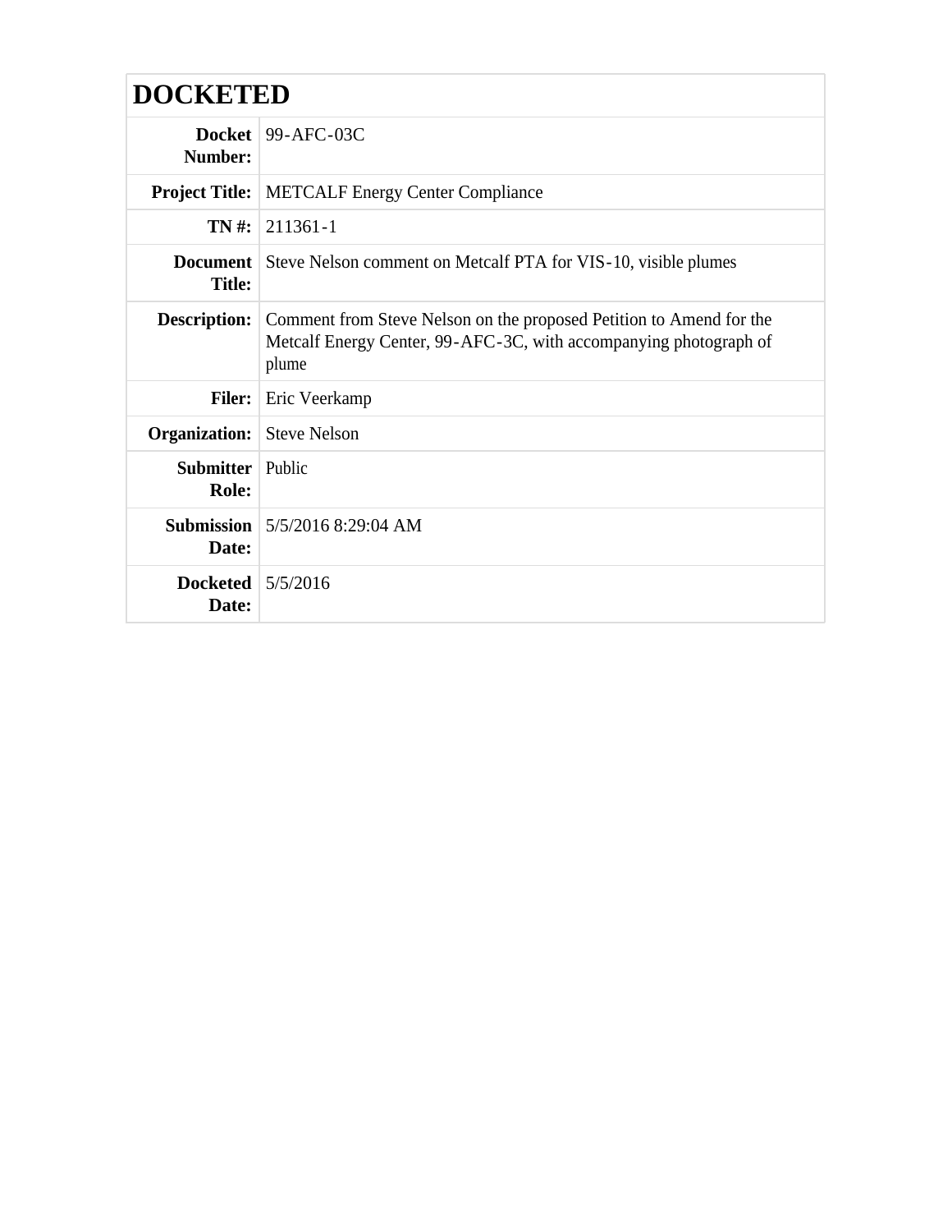# DOCKETED

| | |
|---|---|
| **Docket Number:** | 99-AFC-03C |
| **Project Title:** | METCALF Energy Center Compliance |
| **TN #:** | 211361-1 |
| **Document Title:** | Steve Nelson comment on Metcalf PTA for VIS-10, visible plumes |
| **Description:** | Comment from Steve Nelson on the proposed Petition to Amend for the Metcalf Energy Center, 99-AFC-3C, with accompanying photograph of plume |
| **Filer:** | Eric Veerkamp |
| **Organization:** | Steve Nelson |
| **Submitter Role:** | Public |
| **Submission Date:** | 5/5/2016 8:29:04 AM |
| **Docketed Date:** | 5/5/2016 |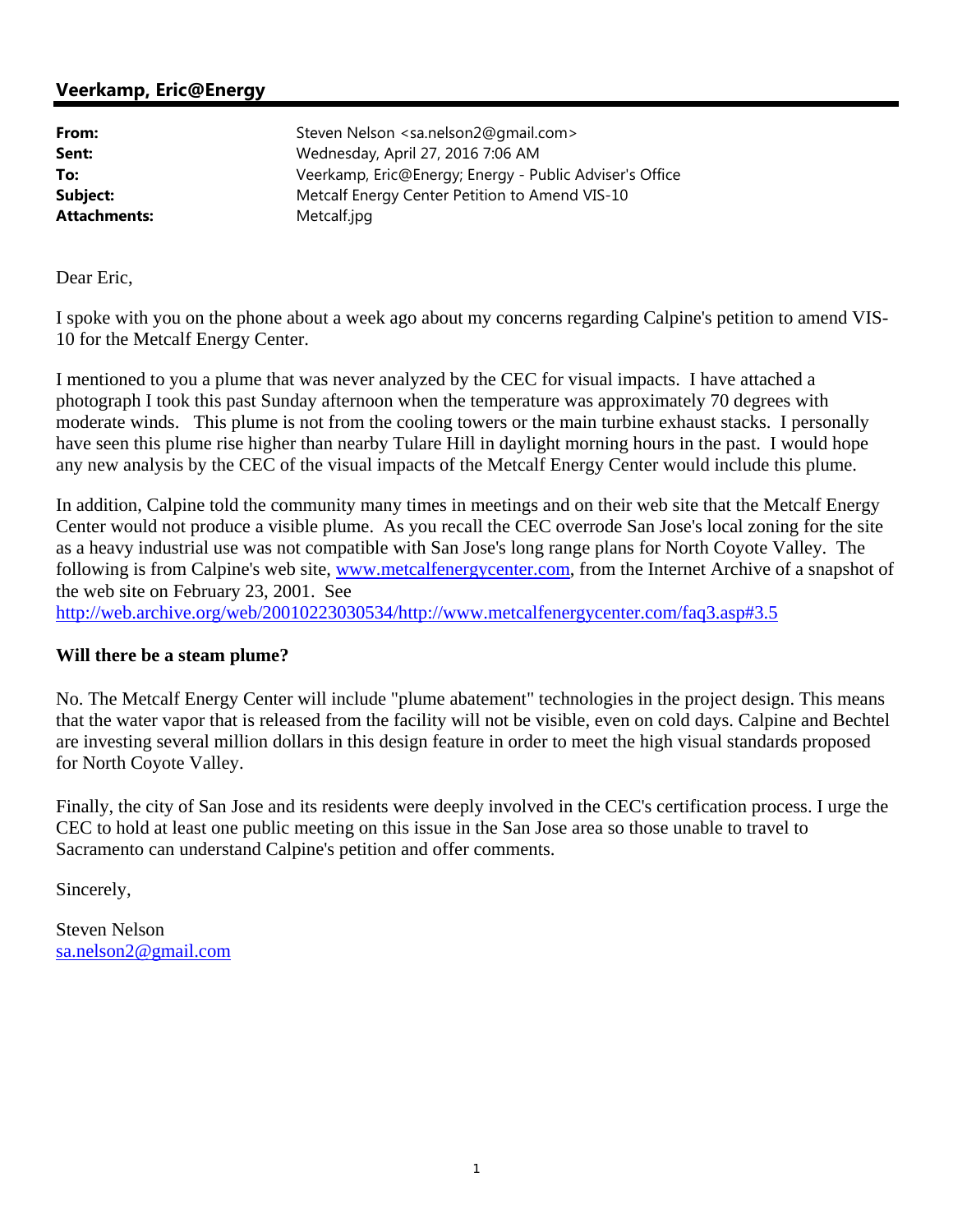## Veerkamp, Eric@Energy

| | |
|---|---|
| **From:** | Steven Nelson <sa.nelson2@gmail.com> |
| **Sent:** | Wednesday, April 27, 2016 7:06 AM |
| **To:** | Veerkamp, Eric@Energy; Energy - Public Adviser's Office |
| **Subject:** | Metcalf Energy Center Petition to Amend VIS-10 |
| **Attachments:** | Metcalf.jpg |

Dear Eric,

I spoke with you on the phone about a week ago about my concerns regarding Calpine's petition to amend VIS-10 for the Metcalf Energy Center.

I mentioned to you a plume that was never analyzed by the CEC for visual impacts. I have attached a photograph I took this past Sunday afternoon when the temperature was approximately 70 degrees with moderate winds. This plume is not from the cooling towers or the main turbine exhaust stacks. I personally have seen this plume rise higher than nearby Tulare Hill in daylight morning hours in the past. I would hope any new analysis by the CEC of the visual impacts of the Metcalf Energy Center would include this plume.

In addition, Calpine told the community many times in meetings and on their web site that the Metcalf Energy Center would not produce a visible plume. As you recall the CEC overrode San Jose's local zoning for the site as a heavy industrial use was not compatible with San Jose's long range plans for North Coyote Valley. The following is from Calpine's web site, www.metcalfenergycenter.com, from the Internet Archive of a snapshot of the web site on February 23, 2001. See http://web.archive.org/web/20010223030534/http://www.metcalfenergycenter.com/faq3.asp#3.5

**Will there be a steam plume?**

No. The Metcalf Energy Center will include "plume abatement" technologies in the project design. This means that the water vapor that is released from the facility will not be visible, even on cold days. Calpine and Bechtel are investing several million dollars in this design feature in order to meet the high visual standards proposed for North Coyote Valley.

Finally, the city of San Jose and its residents were deeply involved in the CEC's certification process. I urge the CEC to hold at least one public meeting on this issue in the San Jose area so those unable to travel to Sacramento can understand Calpine's petition and offer comments.

Sincerely,

Steven Nelson
sa.nelson2@gmail.com